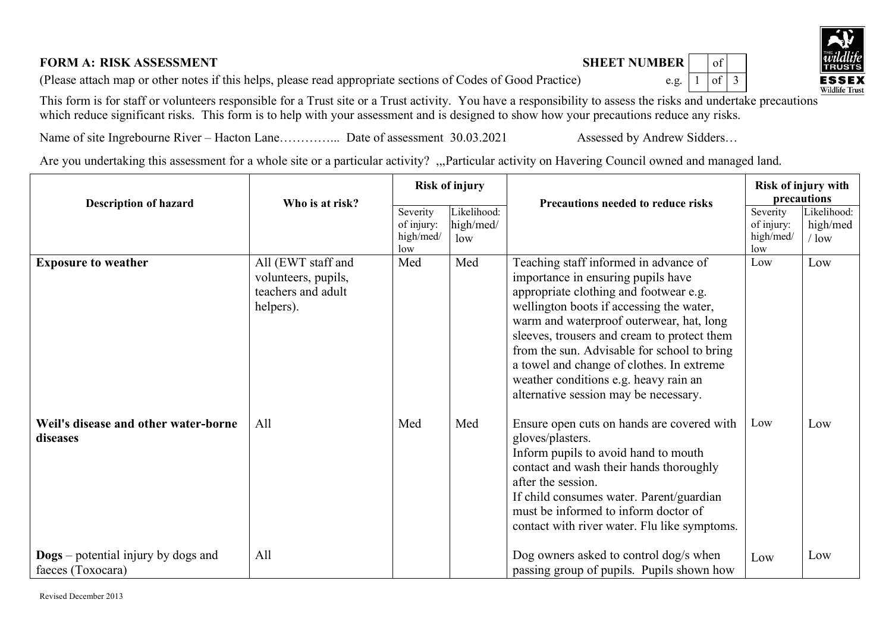**FORM A: RISK ASSESSMENT**

**SHEET NUMBER** [ ] of [ ] e.g. 1 of 3

(Please attach map or other notes if this helps, please read appropriate sections of Codes of Good Practice)

This form is for staff or volunteers responsible for a Trust site or a Trust activity. You have a responsibility to assess the risks and undertake precautions which reduce significant risks. This form is to help with your assessment and is designed to show how your precautions reduce any risks.

Name of site Ingrebourne River – Hacton Lane…………... Date of assessment 30.03.2021 Assessed by Andrew Sidders…

Are you undertaking this assessment for a whole site or a particular activity? ,,,Particular activity on Havering Council owned and managed land.

| Description of hazard | Who is at risk? | Risk of injury | | Precautions needed to reduce risks | Risk of injury with precautions | |
|---|---|---|---|---|---|---|
| | | Severity of injury: high/med/low | Likelihood: high/med/low | | Severity of injury: high/med/low | Likelihood: high/med/low |
| **Exposure to weather** | All (EWT staff and volunteers, pupils, teachers and adult helpers). | Med | Med | Teaching staff informed in advance of importance in ensuring pupils have appropriate clothing and footwear e.g. wellington boots if accessing the water, warm and waterproof outerwear, hat, long sleeves, trousers and cream to protect them from the sun. Advisable for school to bring a towel and change of clothes. In extreme weather conditions e.g. heavy rain an alternative session may be necessary. | Low | Low |
| **Weil's disease and other water-borne diseases** | All | Med | Med | Ensure open cuts on hands are covered with gloves/plasters. Inform pupils to avoid hand to mouth contact and wash their hands thoroughly after the session. If child consumes water. Parent/guardian must be informed to inform doctor of contact with river water. Flu like symptoms. | Low | Low |
| **Dogs** – potential injury by dogs and faeces (Toxocara) | All | | | Dog owners asked to control dog/s when passing group of pupils. Pupils shown how | Low | Low |

Revised December 2013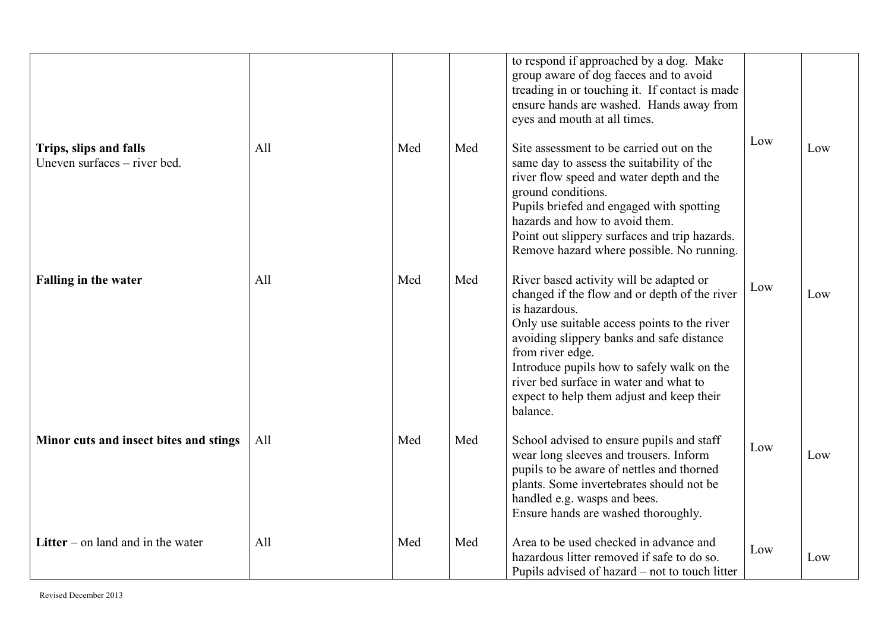| | | | | | | |
|---|---|---|---|---|---|---|
| | | | | to respond if approached by a dog. Make group aware of dog faeces and to avoid treading in or touching it. If contact is made ensure hands are washed. Hands away from eyes and mouth at all times. | | |
| **Trips, slips and falls** Uneven surfaces – river bed. | All | Med | Med | Site assessment to be carried out on the same day to assess the suitability of the river flow speed and water depth and the ground conditions. Pupils briefed and engaged with spotting hazards and how to avoid them. Point out slippery surfaces and trip hazards. Remove hazard where possible. No running. | Low | Low |
| **Falling in the water** | All | Med | Med | River based activity will be adapted or changed if the flow and or depth of the river is hazardous. Only use suitable access points to the river avoiding slippery banks and safe distance from river edge. Introduce pupils how to safely walk on the river bed surface in water and what to expect to help them adjust and keep their balance. | Low | Low |
| **Minor cuts and insect bites and stings** | All | Med | Med | School advised to ensure pupils and staff wear long sleeves and trousers. Inform pupils to be aware of nettles and thorned plants. Some invertebrates should not be handled e.g. wasps and bees. Ensure hands are washed thoroughly. | Low | Low |
| **Litter** – on land and in the water | All | Med | Med | Area to be used checked in advance and hazardous litter removed if safe to do so. Pupils advised of hazard – not to touch litter | Low | Low |

Revised December 2013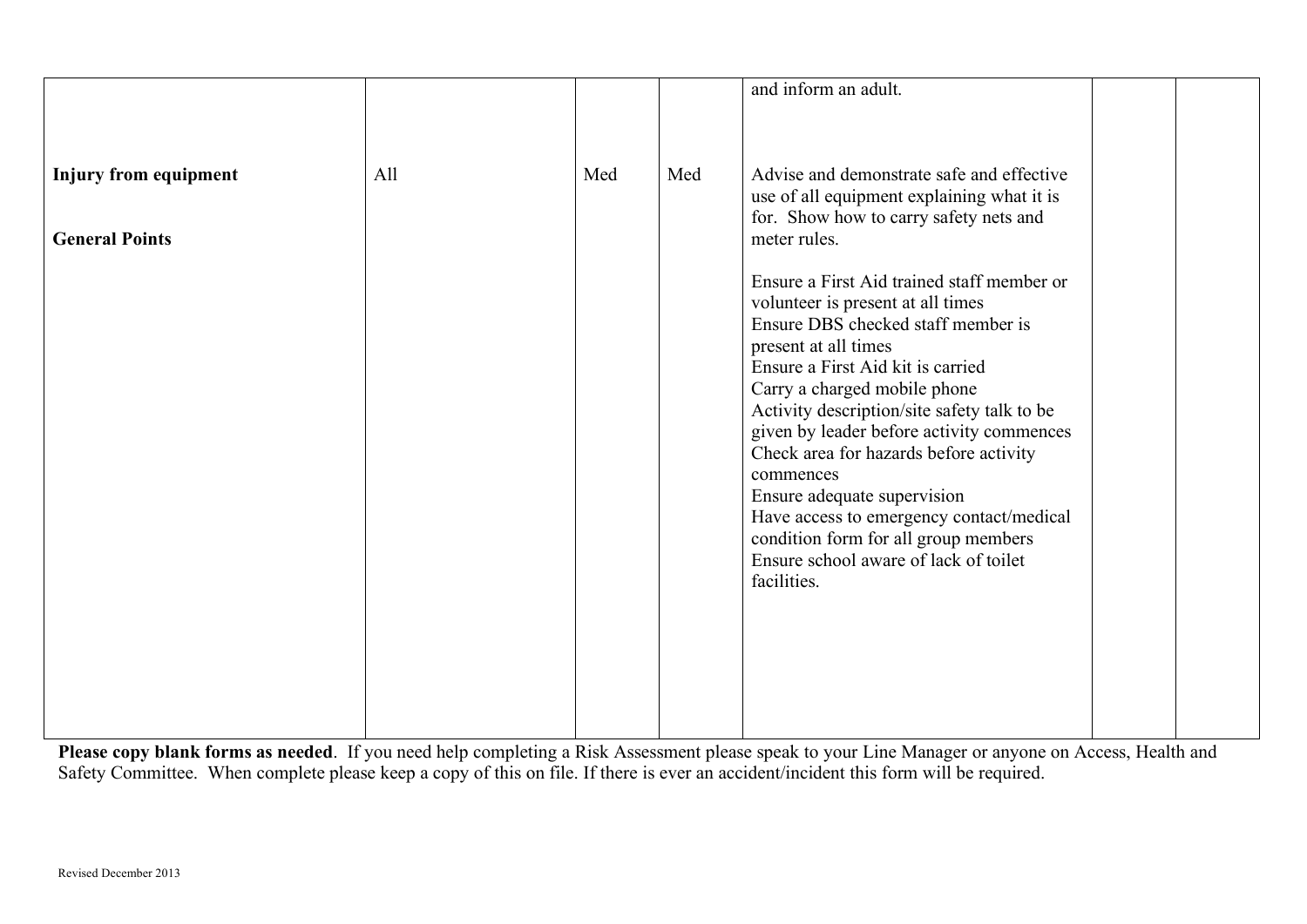| | | | | | | |
|---|---|---|---|---|---|---|
| | | | | and inform an adult. | | |
| **Injury from equipment** | All | Med | Med | Advise and demonstrate safe and effective use of all equipment explaining what it is for. Show how to carry safety nets and meter rules. | | |
| **General Points** | | | | Ensure a First Aid trained staff member or volunteer is present at all times<br>Ensure DBS checked staff member is present at all times<br>Ensure a First Aid kit is carried<br>Carry a charged mobile phone<br>Activity description/site safety talk to be given by leader before activity commences<br>Check area for hazards before activity commences<br>Ensure adequate supervision<br>Have access to emergency contact/medical condition form for all group members<br>Ensure school aware of lack of toilet facilities. | | |

**Please copy blank forms as needed**. If you need help completing a Risk Assessment please speak to your Line Manager or anyone on Access, Health and Safety Committee. When complete please keep a copy of this on file. If there is ever an accident/incident this form will be required.

Revised December 2013